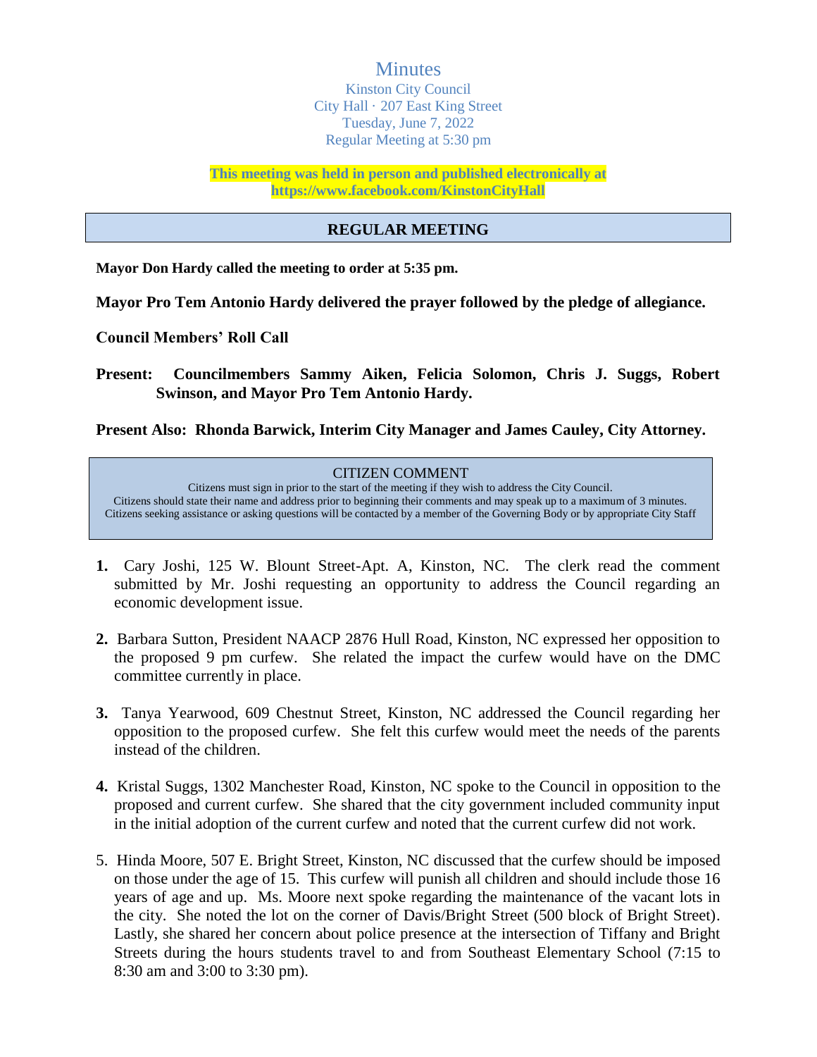# Minutes

Kinston City Council
City Hall · 207 East King Street
Tuesday, June 7, 2022
Regular Meeting at 5:30 pm

**This meeting was held in person and published electronically at https://www.facebook.com/KinstonCityHall**

## REGULAR MEETING

**Mayor Don Hardy called the meeting to order at 5:35 pm.**

**Mayor Pro Tem Antonio Hardy delivered the prayer followed by the pledge of allegiance.**

**Council Members' Roll Call**

**Present: Councilmembers Sammy Aiken, Felicia Solomon, Chris J. Suggs, Robert Swinson, and Mayor Pro Tem Antonio Hardy.**

**Present Also: Rhonda Barwick, Interim City Manager and James Cauley, City Attorney.**

### CITIZEN COMMENT

Citizens must sign in prior to the start of the meeting if they wish to address the City Council.
Citizens should state their name and address prior to beginning their comments and may speak up to a maximum of 3 minutes.
Citizens seeking assistance or asking questions will be contacted by a member of the Governing Body or by appropriate City Staff

1. Cary Joshi, 125 W. Blount Street-Apt. A, Kinston, NC. The clerk read the comment submitted by Mr. Joshi requesting an opportunity to address the Council regarding an economic development issue.

2. Barbara Sutton, President NAACP 2876 Hull Road, Kinston, NC expressed her opposition to the proposed 9 pm curfew. She related the impact the curfew would have on the DMC committee currently in place.

3. Tanya Yearwood, 609 Chestnut Street, Kinston, NC addressed the Council regarding her opposition to the proposed curfew. She felt this curfew would meet the needs of the parents instead of the children.

4. Kristal Suggs, 1302 Manchester Road, Kinston, NC spoke to the Council in opposition to the proposed and current curfew. She shared that the city government included community input in the initial adoption of the current curfew and noted that the current curfew did not work.

5. Hinda Moore, 507 E. Bright Street, Kinston, NC discussed that the curfew should be imposed on those under the age of 15. This curfew will punish all children and should include those 16 years of age and up. Ms. Moore next spoke regarding the maintenance of the vacant lots in the city. She noted the lot on the corner of Davis/Bright Street (500 block of Bright Street). Lastly, she shared her concern about police presence at the intersection of Tiffany and Bright Streets during the hours students travel to and from Southeast Elementary School (7:15 to 8:30 am and 3:00 to 3:30 pm).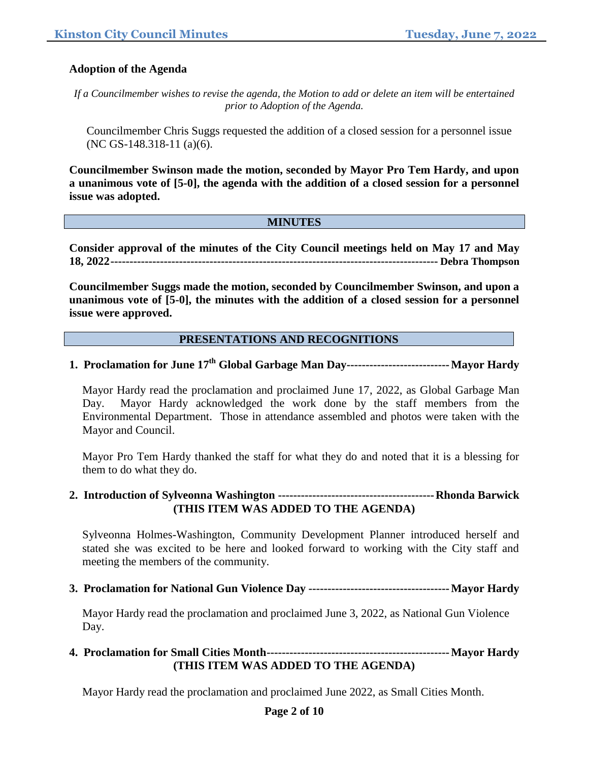### Adoption of the Agenda

*If a Councilmember wishes to revise the agenda, the Motion to add or delete an item will be entertained prior to Adoption of the Agenda.*

Councilmember Chris Suggs requested the addition of a closed session for a personnel issue (NC GS-148.318-11 (a)(6).

**Councilmember Swinson made the motion, seconded by Mayor Pro Tem Hardy, and upon a unanimous vote of [5-0], the agenda with the addition of a closed session for a personnel issue was adopted.**

## MINUTES

**Consider approval of the minutes of the City Council meetings held on May 17 and May 18, 2022------------------------------------------------------------------------------------ Debra Thompson**

**Councilmember Suggs made the motion, seconded by Councilmember Swinson, and upon a unanimous vote of [5-0], the minutes with the addition of a closed session for a personnel issue were approved.**

## PRESENTATIONS AND RECOGNITIONS

**1. Proclamation for June 17th Global Garbage Man Day--------------------------- Mayor Hardy**

Mayor Hardy read the proclamation and proclaimed June 17, 2022, as Global Garbage Man Day. Mayor Hardy acknowledged the work done by the staff members from the Environmental Department. Those in attendance assembled and photos were taken with the Mayor and Council.

Mayor Pro Tem Hardy thanked the staff for what they do and noted that it is a blessing for them to do what they do.

**2. Introduction of Sylveonna Washington ----------------------------------------- Rhonda Barwick**
**(THIS ITEM WAS ADDED TO THE AGENDA)**

Sylveonna Holmes-Washington, Community Development Planner introduced herself and stated she was excited to be here and looked forward to working with the City staff and meeting the members of the community.

**3. Proclamation for National Gun Violence Day ------------------------------------- Mayor Hardy**

Mayor Hardy read the proclamation and proclaimed June 3, 2022, as National Gun Violence Day.

**4. Proclamation for Small Cities Month------------------------------------------------ Mayor Hardy**
**(THIS ITEM WAS ADDED TO THE AGENDA)**

Mayor Hardy read the proclamation and proclaimed June 2022, as Small Cities Month.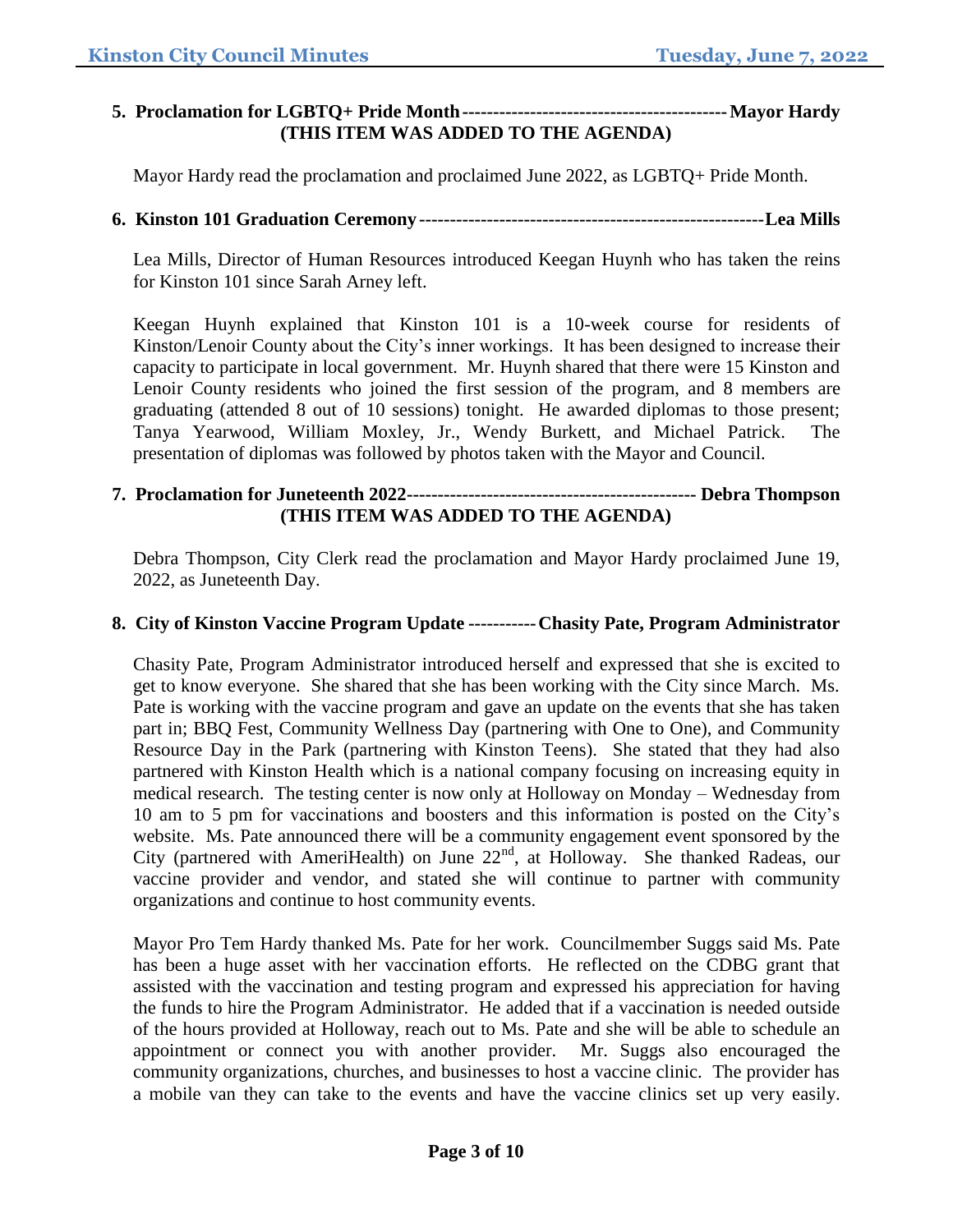**5. Proclamation for LGBTQ+ Pride Month------------------------------------------ Mayor Hardy**
**(THIS ITEM WAS ADDED TO THE AGENDA)**

Mayor Hardy read the proclamation and proclaimed June 2022, as LGBTQ+ Pride Month.

**6. Kinston 101 Graduation Ceremony------------------------------------------------------Lea Mills**

Lea Mills, Director of Human Resources introduced Keegan Huynh who has taken the reins for Kinston 101 since Sarah Arney left.

Keegan Huynh explained that Kinston 101 is a 10-week course for residents of Kinston/Lenoir County about the City's inner workings. It has been designed to increase their capacity to participate in local government. Mr. Huynh shared that there were 15 Kinston and Lenoir County residents who joined the first session of the program, and 8 members are graduating (attended 8 out of 10 sessions) tonight. He awarded diplomas to those present; Tanya Yearwood, William Moxley, Jr., Wendy Burkett, and Michael Patrick. The presentation of diplomas was followed by photos taken with the Mayor and Council.

**7. Proclamation for Juneteenth 2022---------------------------------------------- Debra Thompson**
**(THIS ITEM WAS ADDED TO THE AGENDA)**

Debra Thompson, City Clerk read the proclamation and Mayor Hardy proclaimed June 19, 2022, as Juneteenth Day.

**8. City of Kinston Vaccine Program Update ----------- Chasity Pate, Program Administrator**

Chasity Pate, Program Administrator introduced herself and expressed that she is excited to get to know everyone. She shared that she has been working with the City since March. Ms. Pate is working with the vaccine program and gave an update on the events that she has taken part in; BBQ Fest, Community Wellness Day (partnering with One to One), and Community Resource Day in the Park (partnering with Kinston Teens). She stated that they had also partnered with Kinston Health which is a national company focusing on increasing equity in medical research. The testing center is now only at Holloway on Monday – Wednesday from 10 am to 5 pm for vaccinations and boosters and this information is posted on the City's website. Ms. Pate announced there will be a community engagement event sponsored by the City (partnered with AmeriHealth) on June 22nd, at Holloway. She thanked Radeas, our vaccine provider and vendor, and stated she will continue to partner with community organizations and continue to host community events.

Mayor Pro Tem Hardy thanked Ms. Pate for her work. Councilmember Suggs said Ms. Pate has been a huge asset with her vaccination efforts. He reflected on the CDBG grant that assisted with the vaccination and testing program and expressed his appreciation for having the funds to hire the Program Administrator. He added that if a vaccination is needed outside of the hours provided at Holloway, reach out to Ms. Pate and she will be able to schedule an appointment or connect you with another provider. Mr. Suggs also encouraged the community organizations, churches, and businesses to host a vaccine clinic. The provider has a mobile van they can take to the events and have the vaccine clinics set up very easily.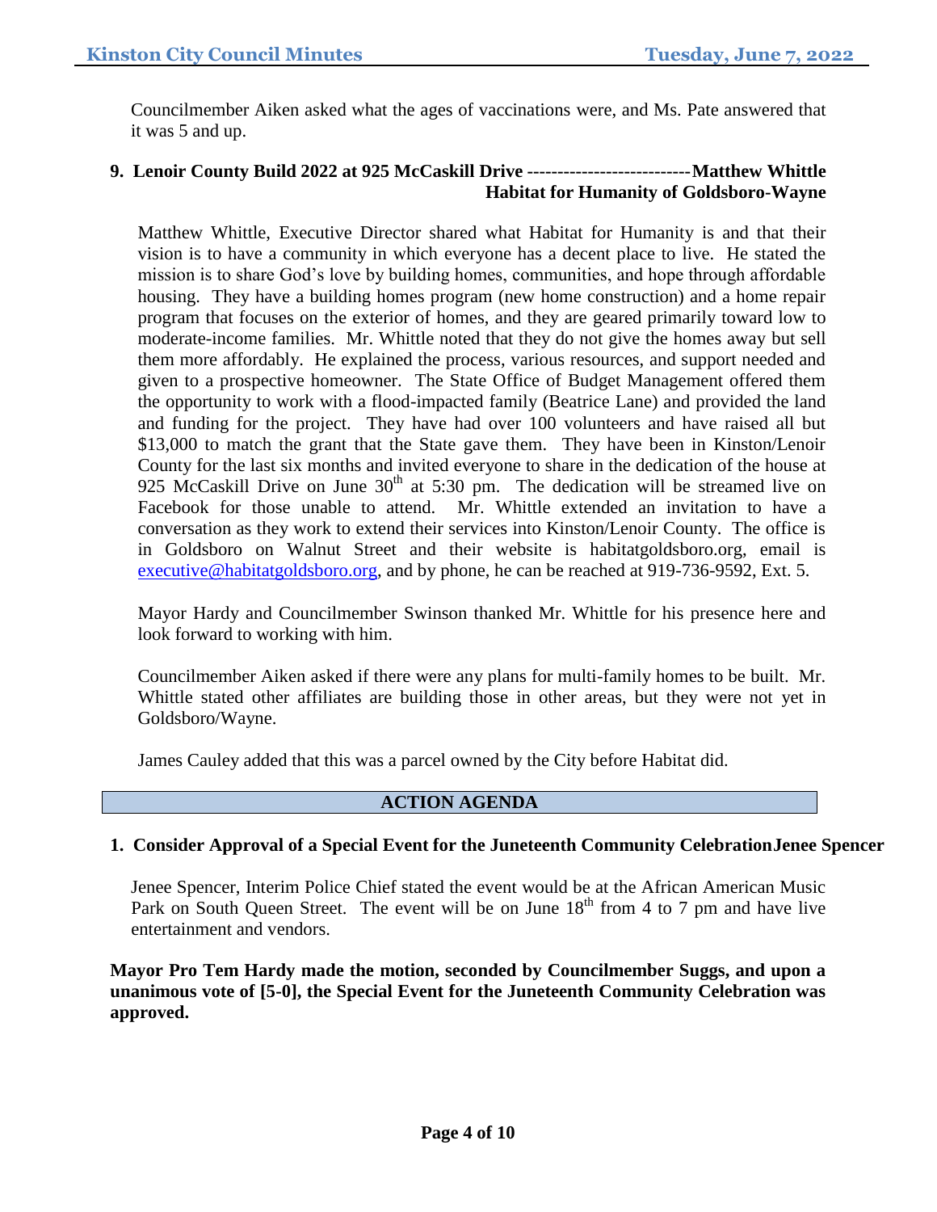Councilmember Aiken asked what the ages of vaccinations were, and Ms. Pate answered that it was 5 and up.

**9. Lenoir County Build 2022 at 925 McCaskill Drive ---------------------------Matthew Whittle Habitat for Humanity of Goldsboro-Wayne**

Matthew Whittle, Executive Director shared what Habitat for Humanity is and that their vision is to have a community in which everyone has a decent place to live. He stated the mission is to share God's love by building homes, communities, and hope through affordable housing. They have a building homes program (new home construction) and a home repair program that focuses on the exterior of homes, and they are geared primarily toward low to moderate-income families. Mr. Whittle noted that they do not give the homes away but sell them more affordably. He explained the process, various resources, and support needed and given to a prospective homeowner. The State Office of Budget Management offered them the opportunity to work with a flood-impacted family (Beatrice Lane) and provided the land and funding for the project. They have had over 100 volunteers and have raised all but $13,000 to match the grant that the State gave them. They have been in Kinston/Lenoir County for the last six months and invited everyone to share in the dedication of the house at 925 McCaskill Drive on June 30th at 5:30 pm. The dedication will be streamed live on Facebook for those unable to attend. Mr. Whittle extended an invitation to have a conversation as they work to extend their services into Kinston/Lenoir County. The office is in Goldsboro on Walnut Street and their website is habitatgoldsboro.org, email is executive@habitatgoldsboro.org, and by phone, he can be reached at 919-736-9592, Ext. 5.

Mayor Hardy and Councilmember Swinson thanked Mr. Whittle for his presence here and look forward to working with him.

Councilmember Aiken asked if there were any plans for multi-family homes to be built. Mr. Whittle stated other affiliates are building those in other areas, but they were not yet in Goldsboro/Wayne.

James Cauley added that this was a parcel owned by the City before Habitat did.

## ACTION AGENDA

**1. Consider Approval of a Special Event for the Juneteenth Community Celebration Jenee Spencer**

Jenee Spencer, Interim Police Chief stated the event would be at the African American Music Park on South Queen Street. The event will be on June 18th from 4 to 7 pm and have live entertainment and vendors.

**Mayor Pro Tem Hardy made the motion, seconded by Councilmember Suggs, and upon a unanimous vote of [5-0], the Special Event for the Juneteenth Community Celebration was approved.**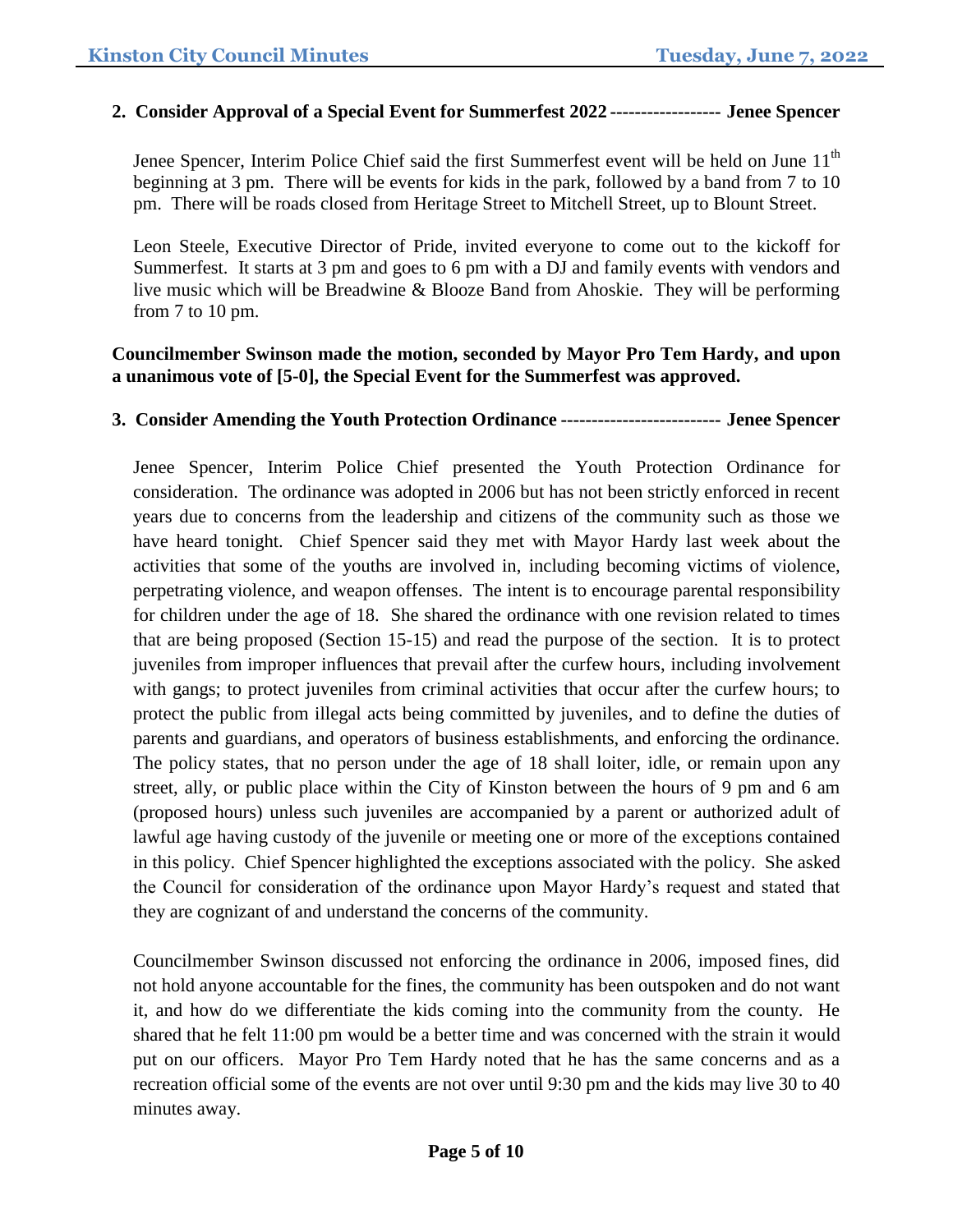**2. Consider Approval of a Special Event for Summerfest 2022 ------------------ Jenee Spencer**

Jenee Spencer, Interim Police Chief said the first Summerfest event will be held on June 11th beginning at 3 pm. There will be events for kids in the park, followed by a band from 7 to 10 pm. There will be roads closed from Heritage Street to Mitchell Street, up to Blount Street.

Leon Steele, Executive Director of Pride, invited everyone to come out to the kickoff for Summerfest. It starts at 3 pm and goes to 6 pm with a DJ and family events with vendors and live music which will be Breadwine & Blooze Band from Ahoskie. They will be performing from 7 to 10 pm.

**Councilmember Swinson made the motion, seconded by Mayor Pro Tem Hardy, and upon a unanimous vote of [5-0], the Special Event for the Summerfest was approved.**

**3. Consider Amending the Youth Protection Ordinance -------------------------- Jenee Spencer**

Jenee Spencer, Interim Police Chief presented the Youth Protection Ordinance for consideration. The ordinance was adopted in 2006 but has not been strictly enforced in recent years due to concerns from the leadership and citizens of the community such as those we have heard tonight. Chief Spencer said they met with Mayor Hardy last week about the activities that some of the youths are involved in, including becoming victims of violence, perpetrating violence, and weapon offenses. The intent is to encourage parental responsibility for children under the age of 18. She shared the ordinance with one revision related to times that are being proposed (Section 15-15) and read the purpose of the section. It is to protect juveniles from improper influences that prevail after the curfew hours, including involvement with gangs; to protect juveniles from criminal activities that occur after the curfew hours; to protect the public from illegal acts being committed by juveniles, and to define the duties of parents and guardians, and operators of business establishments, and enforcing the ordinance. The policy states, that no person under the age of 18 shall loiter, idle, or remain upon any street, ally, or public place within the City of Kinston between the hours of 9 pm and 6 am (proposed hours) unless such juveniles are accompanied by a parent or authorized adult of lawful age having custody of the juvenile or meeting one or more of the exceptions contained in this policy. Chief Spencer highlighted the exceptions associated with the policy. She asked the Council for consideration of the ordinance upon Mayor Hardy's request and stated that they are cognizant of and understand the concerns of the community.

Councilmember Swinson discussed not enforcing the ordinance in 2006, imposed fines, did not hold anyone accountable for the fines, the community has been outspoken and do not want it, and how do we differentiate the kids coming into the community from the county. He shared that he felt 11:00 pm would be a better time and was concerned with the strain it would put on our officers. Mayor Pro Tem Hardy noted that he has the same concerns and as a recreation official some of the events are not over until 9:30 pm and the kids may live 30 to 40 minutes away.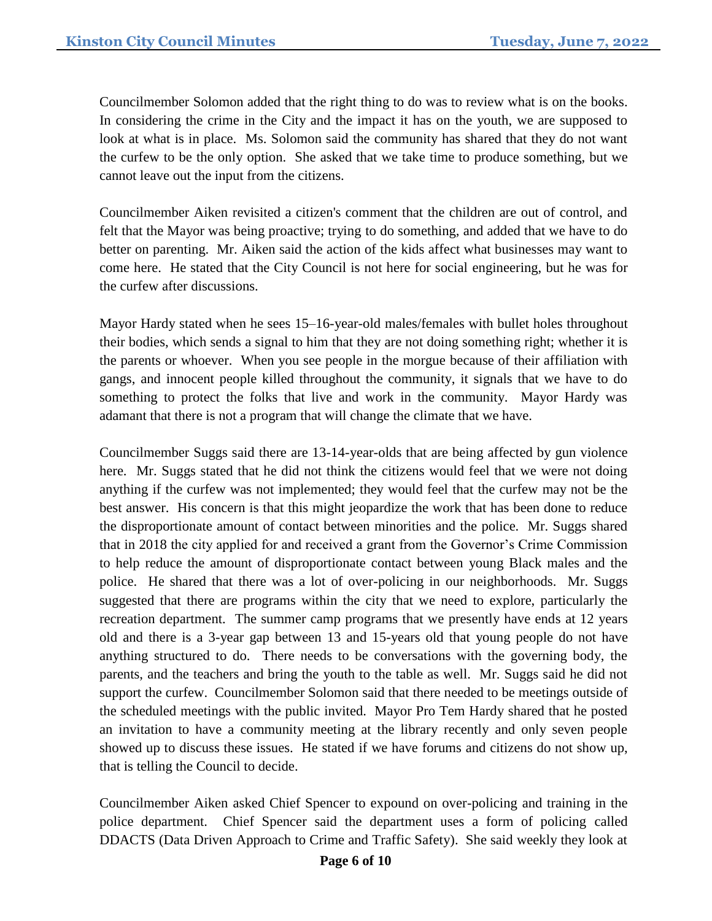Councilmember Solomon added that the right thing to do was to review what is on the books. In considering the crime in the City and the impact it has on the youth, we are supposed to look at what is in place. Ms. Solomon said the community has shared that they do not want the curfew to be the only option. She asked that we take time to produce something, but we cannot leave out the input from the citizens.

Councilmember Aiken revisited a citizen's comment that the children are out of control, and felt that the Mayor was being proactive; trying to do something, and added that we have to do better on parenting. Mr. Aiken said the action of the kids affect what businesses may want to come here. He stated that the City Council is not here for social engineering, but he was for the curfew after discussions.

Mayor Hardy stated when he sees 15–16-year-old males/females with bullet holes throughout their bodies, which sends a signal to him that they are not doing something right; whether it is the parents or whoever. When you see people in the morgue because of their affiliation with gangs, and innocent people killed throughout the community, it signals that we have to do something to protect the folks that live and work in the community. Mayor Hardy was adamant that there is not a program that will change the climate that we have.

Councilmember Suggs said there are 13-14-year-olds that are being affected by gun violence here. Mr. Suggs stated that he did not think the citizens would feel that we were not doing anything if the curfew was not implemented; they would feel that the curfew may not be the best answer. His concern is that this might jeopardize the work that has been done to reduce the disproportionate amount of contact between minorities and the police. Mr. Suggs shared that in 2018 the city applied for and received a grant from the Governor's Crime Commission to help reduce the amount of disproportionate contact between young Black males and the police. He shared that there was a lot of over-policing in our neighborhoods. Mr. Suggs suggested that there are programs within the city that we need to explore, particularly the recreation department. The summer camp programs that we presently have ends at 12 years old and there is a 3-year gap between 13 and 15-years old that young people do not have anything structured to do. There needs to be conversations with the governing body, the parents, and the teachers and bring the youth to the table as well. Mr. Suggs said he did not support the curfew. Councilmember Solomon said that there needed to be meetings outside of the scheduled meetings with the public invited. Mayor Pro Tem Hardy shared that he posted an invitation to have a community meeting at the library recently and only seven people showed up to discuss these issues. He stated if we have forums and citizens do not show up, that is telling the Council to decide.

Councilmember Aiken asked Chief Spencer to expound on over-policing and training in the police department. Chief Spencer said the department uses a form of policing called DDACTS (Data Driven Approach to Crime and Traffic Safety). She said weekly they look at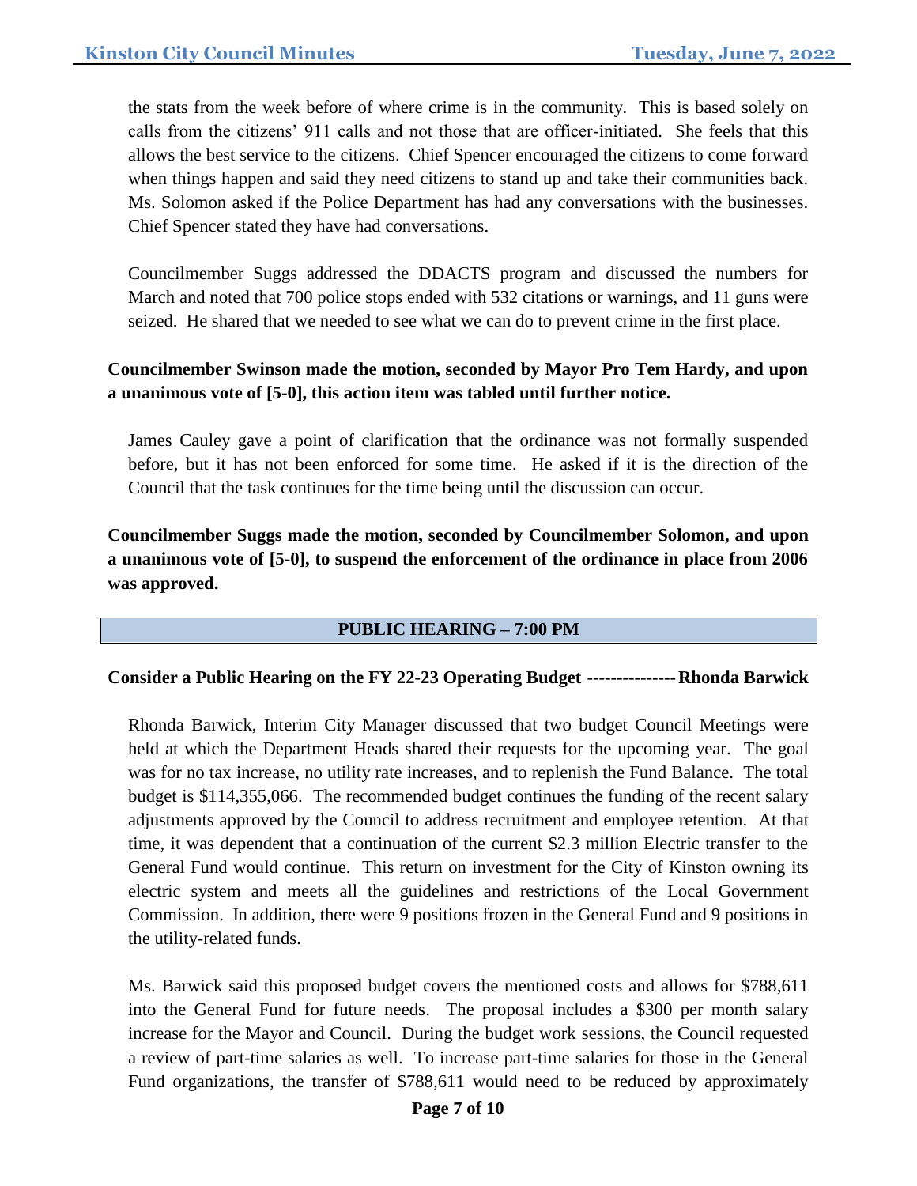the stats from the week before of where crime is in the community. This is based solely on calls from the citizens' 911 calls and not those that are officer-initiated. She feels that this allows the best service to the citizens. Chief Spencer encouraged the citizens to come forward when things happen and said they need citizens to stand up and take their communities back. Ms. Solomon asked if the Police Department has had any conversations with the businesses. Chief Spencer stated they have had conversations.

Councilmember Suggs addressed the DDACTS program and discussed the numbers for March and noted that 700 police stops ended with 532 citations or warnings, and 11 guns were seized. He shared that we needed to see what we can do to prevent crime in the first place.

**Councilmember Swinson made the motion, seconded by Mayor Pro Tem Hardy, and upon a unanimous vote of [5-0], this action item was tabled until further notice.**

James Cauley gave a point of clarification that the ordinance was not formally suspended before, but it has not been enforced for some time. He asked if it is the direction of the Council that the task continues for the time being until the discussion can occur.

**Councilmember Suggs made the motion, seconded by Councilmember Solomon, and upon a unanimous vote of [5-0], to suspend the enforcement of the ordinance in place from 2006 was approved.**

## PUBLIC HEARING – 7:00 PM

**Consider a Public Hearing on the FY 22-23 Operating Budget --------------- Rhonda Barwick**

Rhonda Barwick, Interim City Manager discussed that two budget Council Meetings were held at which the Department Heads shared their requests for the upcoming year. The goal was for no tax increase, no utility rate increases, and to replenish the Fund Balance. The total budget is $114,355,066. The recommended budget continues the funding of the recent salary adjustments approved by the Council to address recruitment and employee retention. At that time, it was dependent that a continuation of the current $2.3 million Electric transfer to the General Fund would continue. This return on investment for the City of Kinston owning its electric system and meets all the guidelines and restrictions of the Local Government Commission. In addition, there were 9 positions frozen in the General Fund and 9 positions in the utility-related funds.

Ms. Barwick said this proposed budget covers the mentioned costs and allows for $788,611 into the General Fund for future needs. The proposal includes a $300 per month salary increase for the Mayor and Council. During the budget work sessions, the Council requested a review of part-time salaries as well. To increase part-time salaries for those in the General Fund organizations, the transfer of $788,611 would need to be reduced by approximately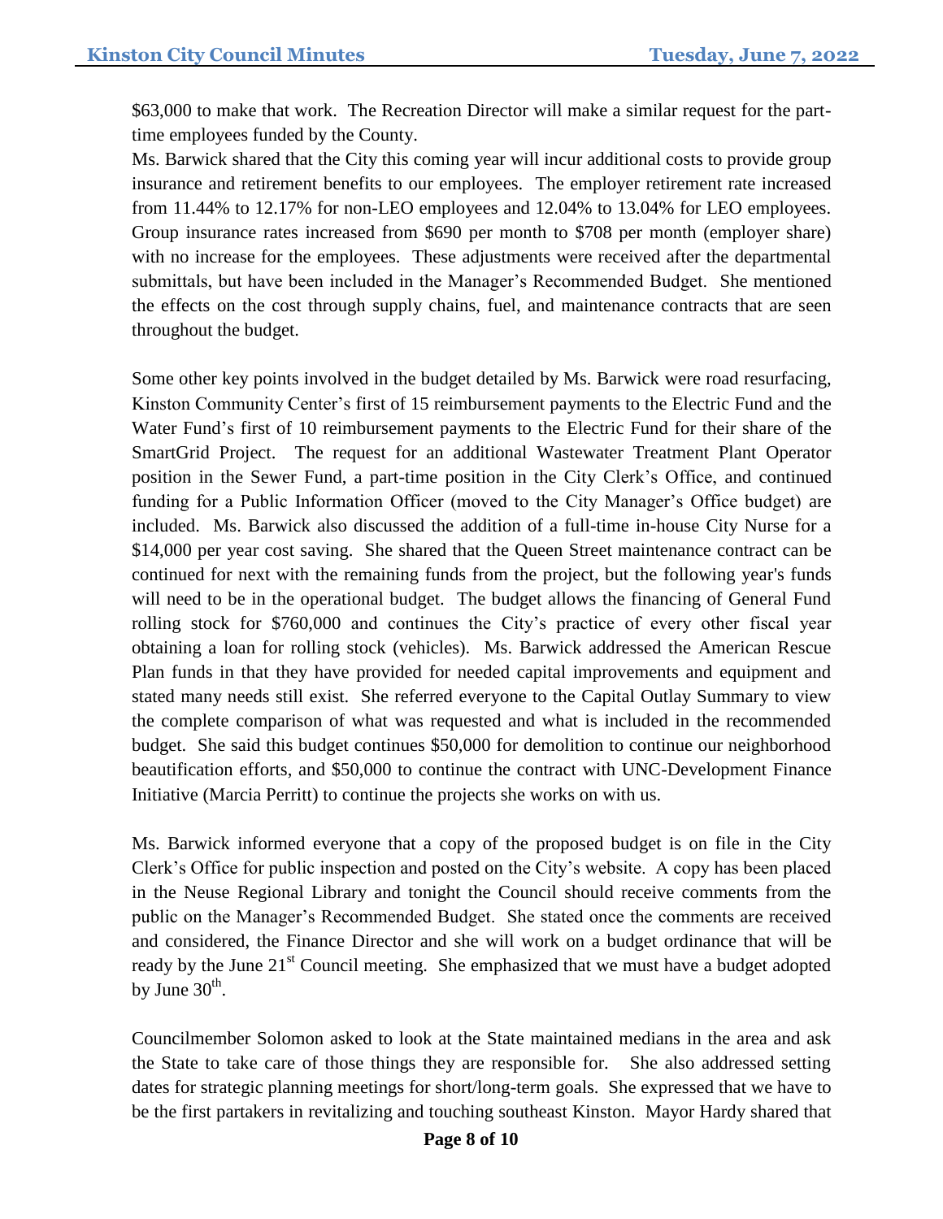$63,000 to make that work. The Recreation Director will make a similar request for the part-time employees funded by the County.

Ms. Barwick shared that the City this coming year will incur additional costs to provide group insurance and retirement benefits to our employees. The employer retirement rate increased from 11.44% to 12.17% for non-LEO employees and 12.04% to 13.04% for LEO employees. Group insurance rates increased from $690 per month to $708 per month (employer share) with no increase for the employees. These adjustments were received after the departmental submittals, but have been included in the Manager's Recommended Budget. She mentioned the effects on the cost through supply chains, fuel, and maintenance contracts that are seen throughout the budget.

Some other key points involved in the budget detailed by Ms. Barwick were road resurfacing, Kinston Community Center's first of 15 reimbursement payments to the Electric Fund and the Water Fund's first of 10 reimbursement payments to the Electric Fund for their share of the SmartGrid Project. The request for an additional Wastewater Treatment Plant Operator position in the Sewer Fund, a part-time position in the City Clerk's Office, and continued funding for a Public Information Officer (moved to the City Manager's Office budget) are included. Ms. Barwick also discussed the addition of a full-time in-house City Nurse for a $14,000 per year cost saving. She shared that the Queen Street maintenance contract can be continued for next with the remaining funds from the project, but the following year's funds will need to be in the operational budget. The budget allows the financing of General Fund rolling stock for $760,000 and continues the City's practice of every other fiscal year obtaining a loan for rolling stock (vehicles). Ms. Barwick addressed the American Rescue Plan funds in that they have provided for needed capital improvements and equipment and stated many needs still exist. She referred everyone to the Capital Outlay Summary to view the complete comparison of what was requested and what is included in the recommended budget. She said this budget continues $50,000 for demolition to continue our neighborhood beautification efforts, and $50,000 to continue the contract with UNC-Development Finance Initiative (Marcia Perritt) to continue the projects she works on with us.

Ms. Barwick informed everyone that a copy of the proposed budget is on file in the City Clerk's Office for public inspection and posted on the City's website. A copy has been placed in the Neuse Regional Library and tonight the Council should receive comments from the public on the Manager's Recommended Budget. She stated once the comments are received and considered, the Finance Director and she will work on a budget ordinance that will be ready by the June 21st Council meeting. She emphasized that we must have a budget adopted by June 30th.

Councilmember Solomon asked to look at the State maintained medians in the area and ask the State to take care of those things they are responsible for. She also addressed setting dates for strategic planning meetings for short/long-term goals. She expressed that we have to be the first partakers in revitalizing and touching southeast Kinston. Mayor Hardy shared that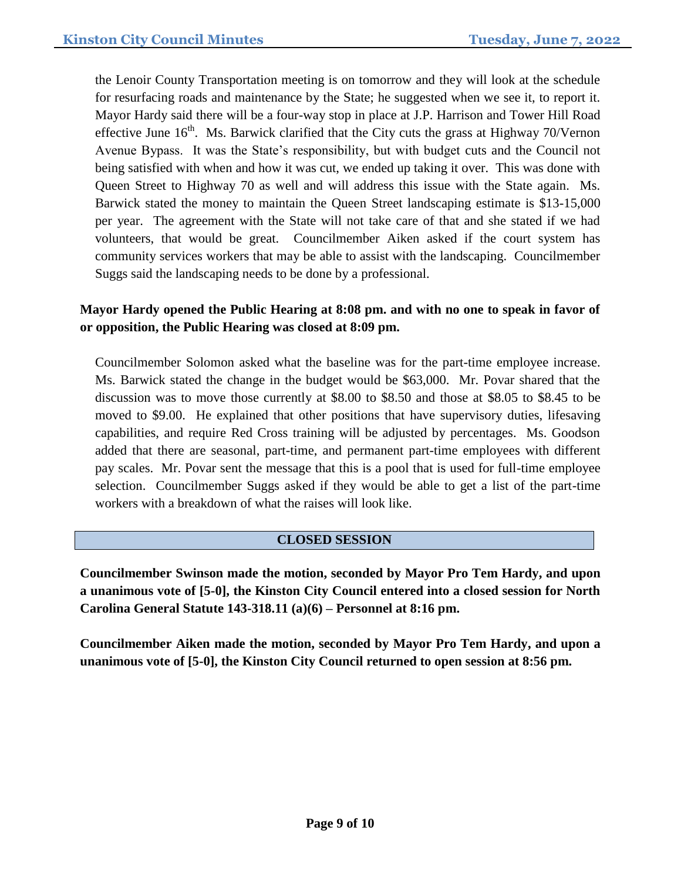the Lenoir County Transportation meeting is on tomorrow and they will look at the schedule for resurfacing roads and maintenance by the State; he suggested when we see it, to report it. Mayor Hardy said there will be a four-way stop in place at J.P. Harrison and Tower Hill Road effective June 16th. Ms. Barwick clarified that the City cuts the grass at Highway 70/Vernon Avenue Bypass. It was the State's responsibility, but with budget cuts and the Council not being satisfied with when and how it was cut, we ended up taking it over. This was done with Queen Street to Highway 70 as well and will address this issue with the State again. Ms. Barwick stated the money to maintain the Queen Street landscaping estimate is $13-15,000 per year. The agreement with the State will not take care of that and she stated if we had volunteers, that would be great. Councilmember Aiken asked if the court system has community services workers that may be able to assist with the landscaping. Councilmember Suggs said the landscaping needs to be done by a professional.

**Mayor Hardy opened the Public Hearing at 8:08 pm. and with no one to speak in favor of or opposition, the Public Hearing was closed at 8:09 pm.**

Councilmember Solomon asked what the baseline was for the part-time employee increase. Ms. Barwick stated the change in the budget would be $63,000. Mr. Povar shared that the discussion was to move those currently at $8.00 to $8.50 and those at $8.05 to $8.45 to be moved to $9.00. He explained that other positions that have supervisory duties, lifesaving capabilities, and require Red Cross training will be adjusted by percentages. Ms. Goodson added that there are seasonal, part-time, and permanent part-time employees with different pay scales. Mr. Povar sent the message that this is a pool that is used for full-time employee selection. Councilmember Suggs asked if they would be able to get a list of the part-time workers with a breakdown of what the raises will look like.

## CLOSED SESSION

**Councilmember Swinson made the motion, seconded by Mayor Pro Tem Hardy, and upon a unanimous vote of [5-0], the Kinston City Council entered into a closed session for North Carolina General Statute 143-318.11 (a)(6) – Personnel at 8:16 pm.**

**Councilmember Aiken made the motion, seconded by Mayor Pro Tem Hardy, and upon a unanimous vote of [5-0], the Kinston City Council returned to open session at 8:56 pm.**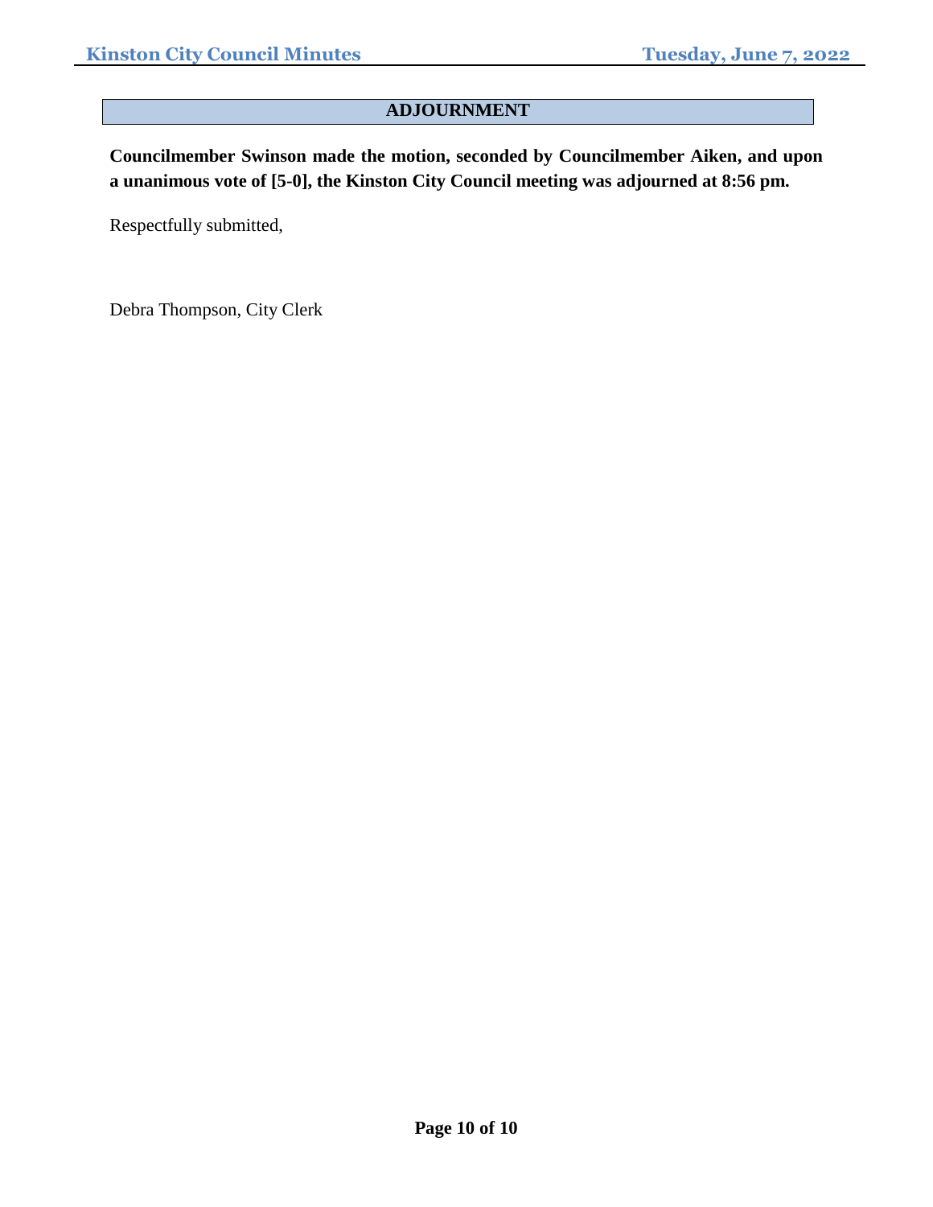## ADJOURNMENT

**Councilmember Swinson made the motion, seconded by Councilmember Aiken, and upon a unanimous vote of [5-0], the Kinston City Council meeting was adjourned at 8:56 pm.**

Respectfully submitted,

Debra Thompson, City Clerk